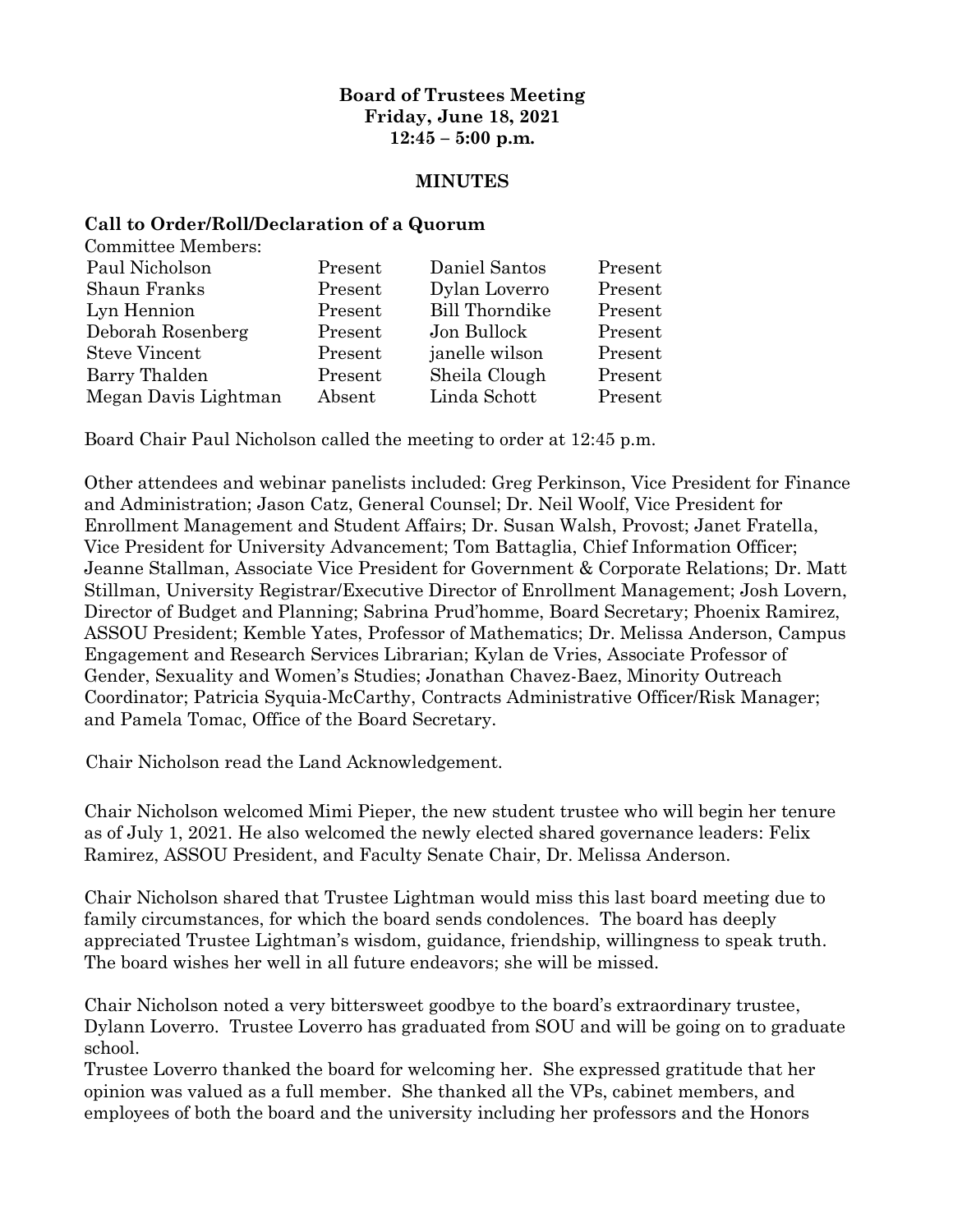**Board of Trustees Meeting**
**Friday, June 18, 2021**
**12:45 – 5:00 p.m.**

**MINUTES**

**Call to Order/Roll/Declaration of a Quorum**

Committee Members:

| | | | |
|---|---|---|---|
| Paul Nicholson | Present | Daniel Santos | Present |
| Shaun Franks | Present | Dylan Loverro | Present |
| Lyn Hennion | Present | Bill Thorndike | Present |
| Deborah Rosenberg | Present | Jon Bullock | Present |
| Steve Vincent | Present | janelle wilson | Present |
| Barry Thalden | Present | Sheila Clough | Present |
| Megan Davis Lightman | Absent | Linda Schott | Present |

Board Chair Paul Nicholson called the meeting to order at 12:45 p.m.

Other attendees and webinar panelists included: Greg Perkinson, Vice President for Finance and Administration; Jason Catz, General Counsel; Dr. Neil Woolf, Vice President for Enrollment Management and Student Affairs; Dr. Susan Walsh, Provost; Janet Fratella, Vice President for University Advancement; Tom Battaglia, Chief Information Officer; Jeanne Stallman, Associate Vice President for Government & Corporate Relations; Dr. Matt Stillman, University Registrar/Executive Director of Enrollment Management; Josh Lovern, Director of Budget and Planning; Sabrina Prud'homme, Board Secretary; Phoenix Ramirez, ASSOU President; Kemble Yates, Professor of Mathematics; Dr. Melissa Anderson, Campus Engagement and Research Services Librarian; Kylan de Vries, Associate Professor of Gender, Sexuality and Women's Studies; Jonathan Chavez-Baez, Minority Outreach Coordinator; Patricia Syquia-McCarthy, Contracts Administrative Officer/Risk Manager; and Pamela Tomac, Office of the Board Secretary.

Chair Nicholson read the Land Acknowledgement.

Chair Nicholson welcomed Mimi Pieper, the new student trustee who will begin her tenure as of July 1, 2021. He also welcomed the newly elected shared governance leaders: Felix Ramirez, ASSOU President, and Faculty Senate Chair, Dr. Melissa Anderson.

Chair Nicholson shared that Trustee Lightman would miss this last board meeting due to family circumstances, for which the board sends condolences. The board has deeply appreciated Trustee Lightman's wisdom, guidance, friendship, willingness to speak truth. The board wishes her well in all future endeavors; she will be missed.

Chair Nicholson noted a very bittersweet goodbye to the board's extraordinary trustee, Dylann Loverro. Trustee Loverro has graduated from SOU and will be going on to graduate school.

Trustee Loverro thanked the board for welcoming her. She expressed gratitude that her opinion was valued as a full member. She thanked all the VPs, cabinet members, and employees of both the board and the university including her professors and the Honors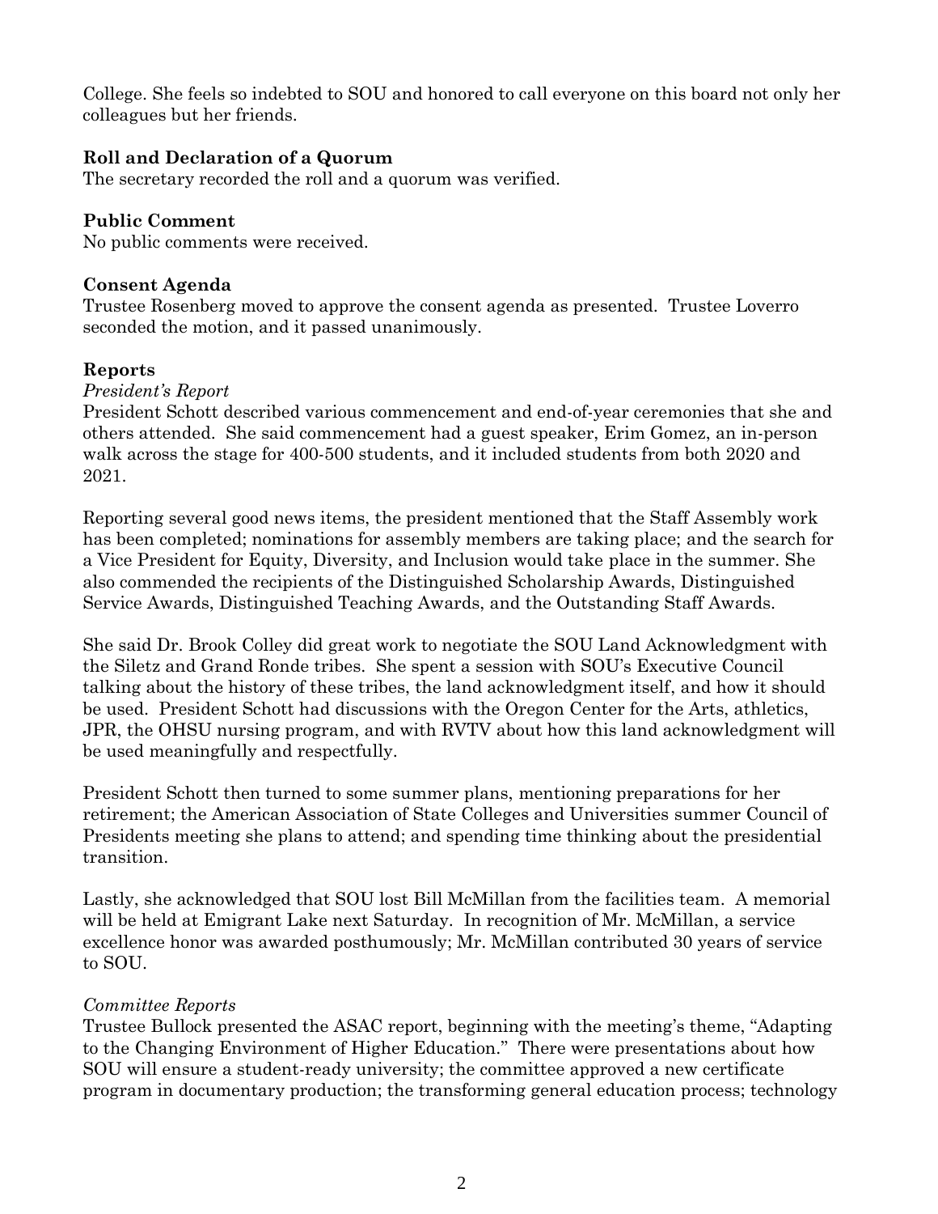College. She feels so indebted to SOU and honored to call everyone on this board not only her colleagues but her friends.

**Roll and Declaration of a Quorum**

The secretary recorded the roll and a quorum was verified.

**Public Comment**

No public comments were received.

**Consent Agenda**

Trustee Rosenberg moved to approve the consent agenda as presented. Trustee Loverro seconded the motion, and it passed unanimously.

**Reports**

*President's Report*

President Schott described various commencement and end-of-year ceremonies that she and others attended. She said commencement had a guest speaker, Erim Gomez, an in-person walk across the stage for 400-500 students, and it included students from both 2020 and 2021.

Reporting several good news items, the president mentioned that the Staff Assembly work has been completed; nominations for assembly members are taking place; and the search for a Vice President for Equity, Diversity, and Inclusion would take place in the summer. She also commended the recipients of the Distinguished Scholarship Awards, Distinguished Service Awards, Distinguished Teaching Awards, and the Outstanding Staff Awards.

She said Dr. Brook Colley did great work to negotiate the SOU Land Acknowledgment with the Siletz and Grand Ronde tribes. She spent a session with SOU's Executive Council talking about the history of these tribes, the land acknowledgment itself, and how it should be used. President Schott had discussions with the Oregon Center for the Arts, athletics, JPR, the OHSU nursing program, and with RVTV about how this land acknowledgment will be used meaningfully and respectfully.

President Schott then turned to some summer plans, mentioning preparations for her retirement; the American Association of State Colleges and Universities summer Council of Presidents meeting she plans to attend; and spending time thinking about the presidential transition.

Lastly, she acknowledged that SOU lost Bill McMillan from the facilities team. A memorial will be held at Emigrant Lake next Saturday. In recognition of Mr. McMillan, a service excellence honor was awarded posthumously; Mr. McMillan contributed 30 years of service to SOU.

*Committee Reports*

Trustee Bullock presented the ASAC report, beginning with the meeting's theme, "Adapting to the Changing Environment of Higher Education." There were presentations about how SOU will ensure a student-ready university; the committee approved a new certificate program in documentary production; the transforming general education process; technology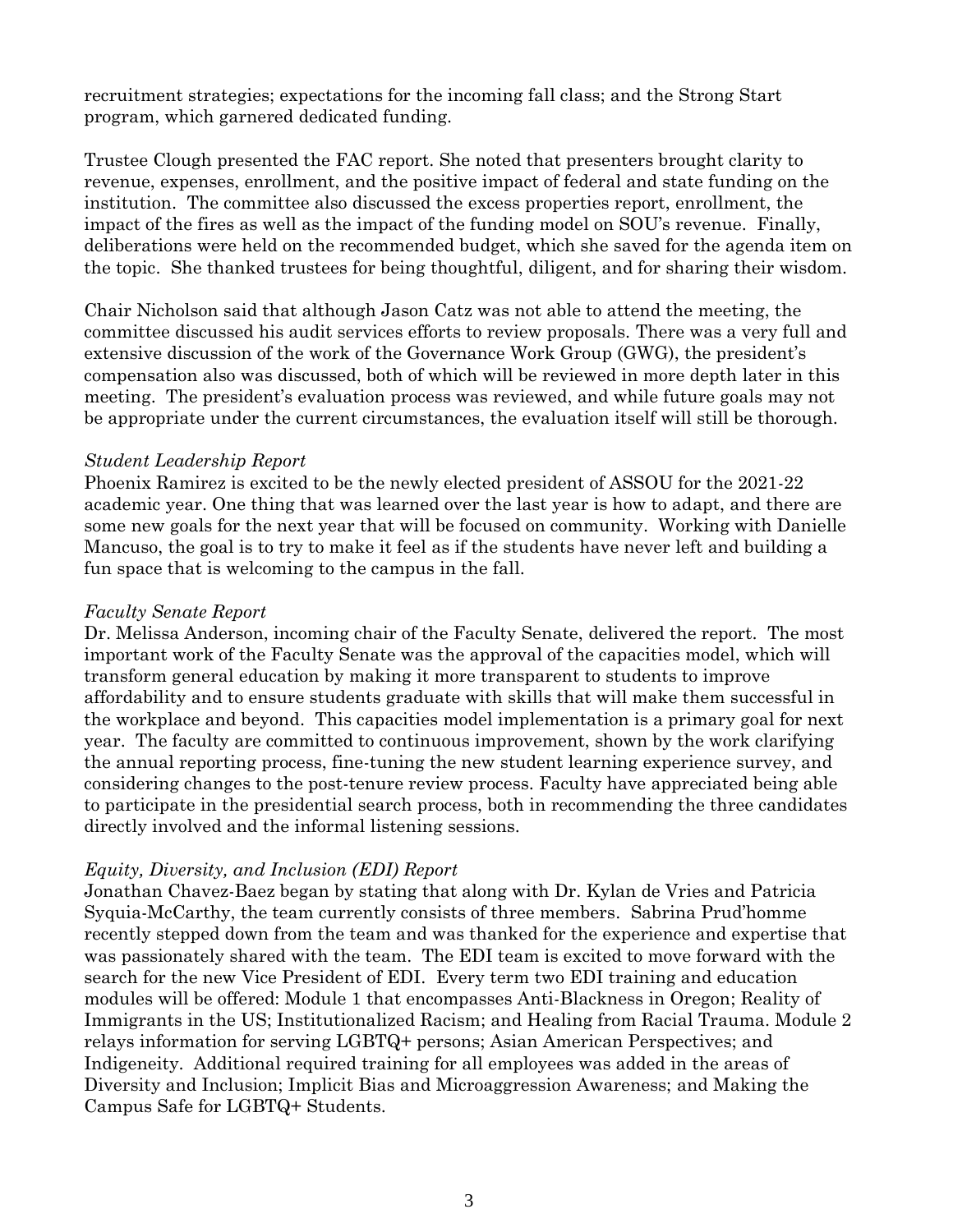recruitment strategies; expectations for the incoming fall class; and the Strong Start program, which garnered dedicated funding.

Trustee Clough presented the FAC report. She noted that presenters brought clarity to revenue, expenses, enrollment, and the positive impact of federal and state funding on the institution. The committee also discussed the excess properties report, enrollment, the impact of the fires as well as the impact of the funding model on SOU's revenue. Finally, deliberations were held on the recommended budget, which she saved for the agenda item on the topic. She thanked trustees for being thoughtful, diligent, and for sharing their wisdom.

Chair Nicholson said that although Jason Catz was not able to attend the meeting, the committee discussed his audit services efforts to review proposals. There was a very full and extensive discussion of the work of the Governance Work Group (GWG), the president's compensation also was discussed, both of which will be reviewed in more depth later in this meeting. The president's evaluation process was reviewed, and while future goals may not be appropriate under the current circumstances, the evaluation itself will still be thorough.

*Student Leadership Report*

Phoenix Ramirez is excited to be the newly elected president of ASSOU for the 2021-22 academic year. One thing that was learned over the last year is how to adapt, and there are some new goals for the next year that will be focused on community. Working with Danielle Mancuso, the goal is to try to make it feel as if the students have never left and building a fun space that is welcoming to the campus in the fall.

*Faculty Senate Report*

Dr. Melissa Anderson, incoming chair of the Faculty Senate, delivered the report. The most important work of the Faculty Senate was the approval of the capacities model, which will transform general education by making it more transparent to students to improve affordability and to ensure students graduate with skills that will make them successful in the workplace and beyond. This capacities model implementation is a primary goal for next year. The faculty are committed to continuous improvement, shown by the work clarifying the annual reporting process, fine-tuning the new student learning experience survey, and considering changes to the post-tenure review process. Faculty have appreciated being able to participate in the presidential search process, both in recommending the three candidates directly involved and the informal listening sessions.

*Equity, Diversity, and Inclusion (EDI) Report*

Jonathan Chavez-Baez began by stating that along with Dr. Kylan de Vries and Patricia Syquia-McCarthy, the team currently consists of three members. Sabrina Prud'homme recently stepped down from the team and was thanked for the experience and expertise that was passionately shared with the team. The EDI team is excited to move forward with the search for the new Vice President of EDI. Every term two EDI training and education modules will be offered: Module 1 that encompasses Anti-Blackness in Oregon; Reality of Immigrants in the US; Institutionalized Racism; and Healing from Racial Trauma. Module 2 relays information for serving LGBTQ+ persons; Asian American Perspectives; and Indigeneity. Additional required training for all employees was added in the areas of Diversity and Inclusion; Implicit Bias and Microaggression Awareness; and Making the Campus Safe for LGBTQ+ Students.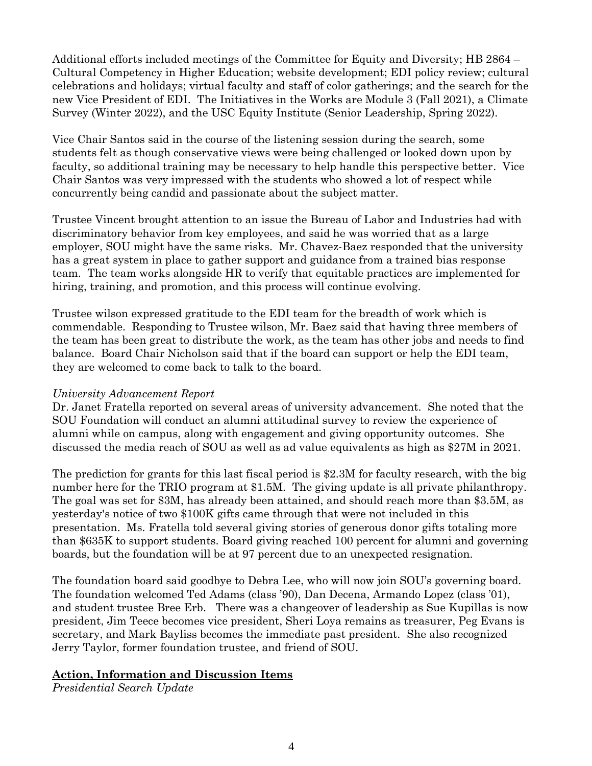Additional efforts included meetings of the Committee for Equity and Diversity; HB 2864 – Cultural Competency in Higher Education; website development; EDI policy review; cultural celebrations and holidays; virtual faculty and staff of color gatherings; and the search for the new Vice President of EDI. The Initiatives in the Works are Module 3 (Fall 2021), a Climate Survey (Winter 2022), and the USC Equity Institute (Senior Leadership, Spring 2022).

Vice Chair Santos said in the course of the listening session during the search, some students felt as though conservative views were being challenged or looked down upon by faculty, so additional training may be necessary to help handle this perspective better. Vice Chair Santos was very impressed with the students who showed a lot of respect while concurrently being candid and passionate about the subject matter.

Trustee Vincent brought attention to an issue the Bureau of Labor and Industries had with discriminatory behavior from key employees, and said he was worried that as a large employer, SOU might have the same risks. Mr. Chavez-Baez responded that the university has a great system in place to gather support and guidance from a trained bias response team. The team works alongside HR to verify that equitable practices are implemented for hiring, training, and promotion, and this process will continue evolving.

Trustee wilson expressed gratitude to the EDI team for the breadth of work which is commendable. Responding to Trustee wilson, Mr. Baez said that having three members of the team has been great to distribute the work, as the team has other jobs and needs to find balance. Board Chair Nicholson said that if the board can support or help the EDI team, they are welcomed to come back to talk to the board.

*University Advancement Report*

Dr. Janet Fratella reported on several areas of university advancement. She noted that the SOU Foundation will conduct an alumni attitudinal survey to review the experience of alumni while on campus, along with engagement and giving opportunity outcomes. She discussed the media reach of SOU as well as ad value equivalents as high as $27M in 2021.

The prediction for grants for this last fiscal period is $2.3M for faculty research, with the big number here for the TRIO program at $1.5M. The giving update is all private philanthropy. The goal was set for $3M, has already been attained, and should reach more than $3.5M, as yesterday's notice of two $100K gifts came through that were not included in this presentation. Ms. Fratella told several giving stories of generous donor gifts totaling more than $635K to support students. Board giving reached 100 percent for alumni and governing boards, but the foundation will be at 97 percent due to an unexpected resignation.

The foundation board said goodbye to Debra Lee, who will now join SOU's governing board. The foundation welcomed Ted Adams (class '90), Dan Decena, Armando Lopez (class '01), and student trustee Bree Erb. There was a changeover of leadership as Sue Kupillas is now president, Jim Teece becomes vice president, Sheri Loya remains as treasurer, Peg Evans is secretary, and Mark Bayliss becomes the immediate past president. She also recognized Jerry Taylor, former foundation trustee, and friend of SOU.

**Action, Information and Discussion Items**

*Presidential Search Update*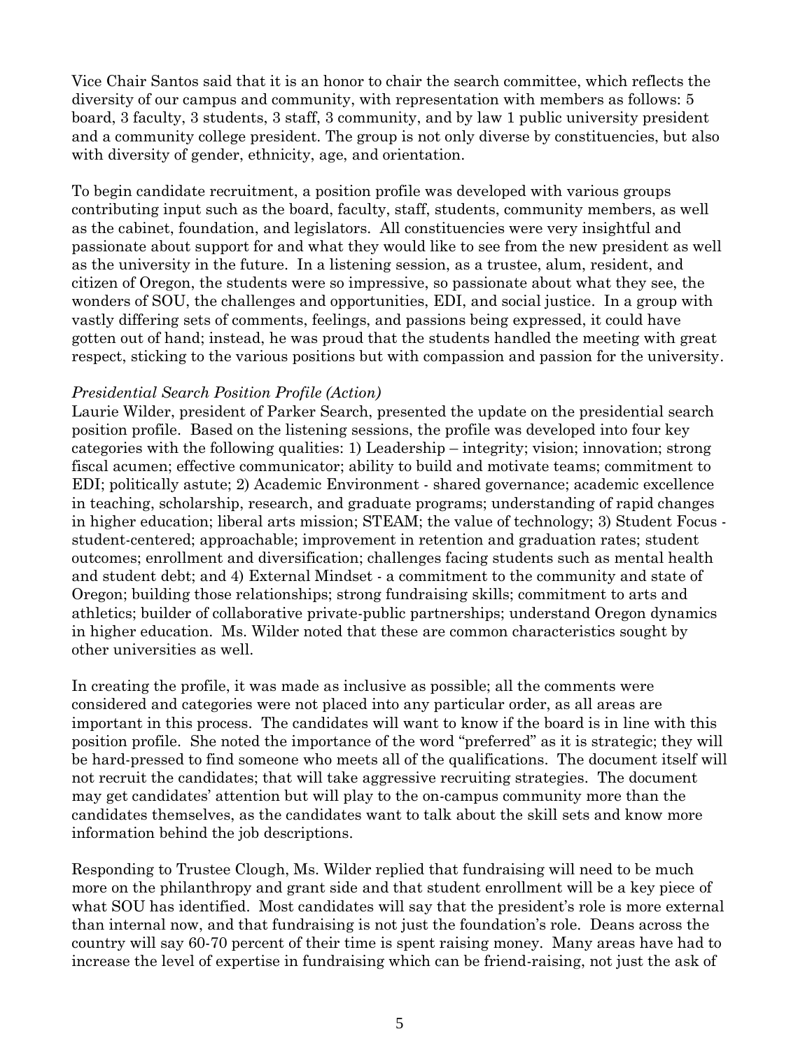Vice Chair Santos said that it is an honor to chair the search committee, which reflects the diversity of our campus and community, with representation with members as follows: 5 board, 3 faculty, 3 students, 3 staff, 3 community, and by law 1 public university president and a community college president. The group is not only diverse by constituencies, but also with diversity of gender, ethnicity, age, and orientation.

To begin candidate recruitment, a position profile was developed with various groups contributing input such as the board, faculty, staff, students, community members, as well as the cabinet, foundation, and legislators. All constituencies were very insightful and passionate about support for and what they would like to see from the new president as well as the university in the future. In a listening session, as a trustee, alum, resident, and citizen of Oregon, the students were so impressive, so passionate about what they see, the wonders of SOU, the challenges and opportunities, EDI, and social justice. In a group with vastly differing sets of comments, feelings, and passions being expressed, it could have gotten out of hand; instead, he was proud that the students handled the meeting with great respect, sticking to the various positions but with compassion and passion for the university.

*Presidential Search Position Profile (Action)*

Laurie Wilder, president of Parker Search, presented the update on the presidential search position profile. Based on the listening sessions, the profile was developed into four key categories with the following qualities: 1) Leadership – integrity; vision; innovation; strong fiscal acumen; effective communicator; ability to build and motivate teams; commitment to EDI; politically astute; 2) Academic Environment - shared governance; academic excellence in teaching, scholarship, research, and graduate programs; understanding of rapid changes in higher education; liberal arts mission; STEAM; the value of technology; 3) Student Focus - student-centered; approachable; improvement in retention and graduation rates; student outcomes; enrollment and diversification; challenges facing students such as mental health and student debt; and 4) External Mindset - a commitment to the community and state of Oregon; building those relationships; strong fundraising skills; commitment to arts and athletics; builder of collaborative private-public partnerships; understand Oregon dynamics in higher education. Ms. Wilder noted that these are common characteristics sought by other universities as well.

In creating the profile, it was made as inclusive as possible; all the comments were considered and categories were not placed into any particular order, as all areas are important in this process. The candidates will want to know if the board is in line with this position profile. She noted the importance of the word "preferred" as it is strategic; they will be hard-pressed to find someone who meets all of the qualifications. The document itself will not recruit the candidates; that will take aggressive recruiting strategies. The document may get candidates' attention but will play to the on-campus community more than the candidates themselves, as the candidates want to talk about the skill sets and know more information behind the job descriptions.

Responding to Trustee Clough, Ms. Wilder replied that fundraising will need to be much more on the philanthropy and grant side and that student enrollment will be a key piece of what SOU has identified. Most candidates will say that the president's role is more external than internal now, and that fundraising is not just the foundation's role. Deans across the country will say 60-70 percent of their time is spent raising money. Many areas have had to increase the level of expertise in fundraising which can be friend-raising, not just the ask of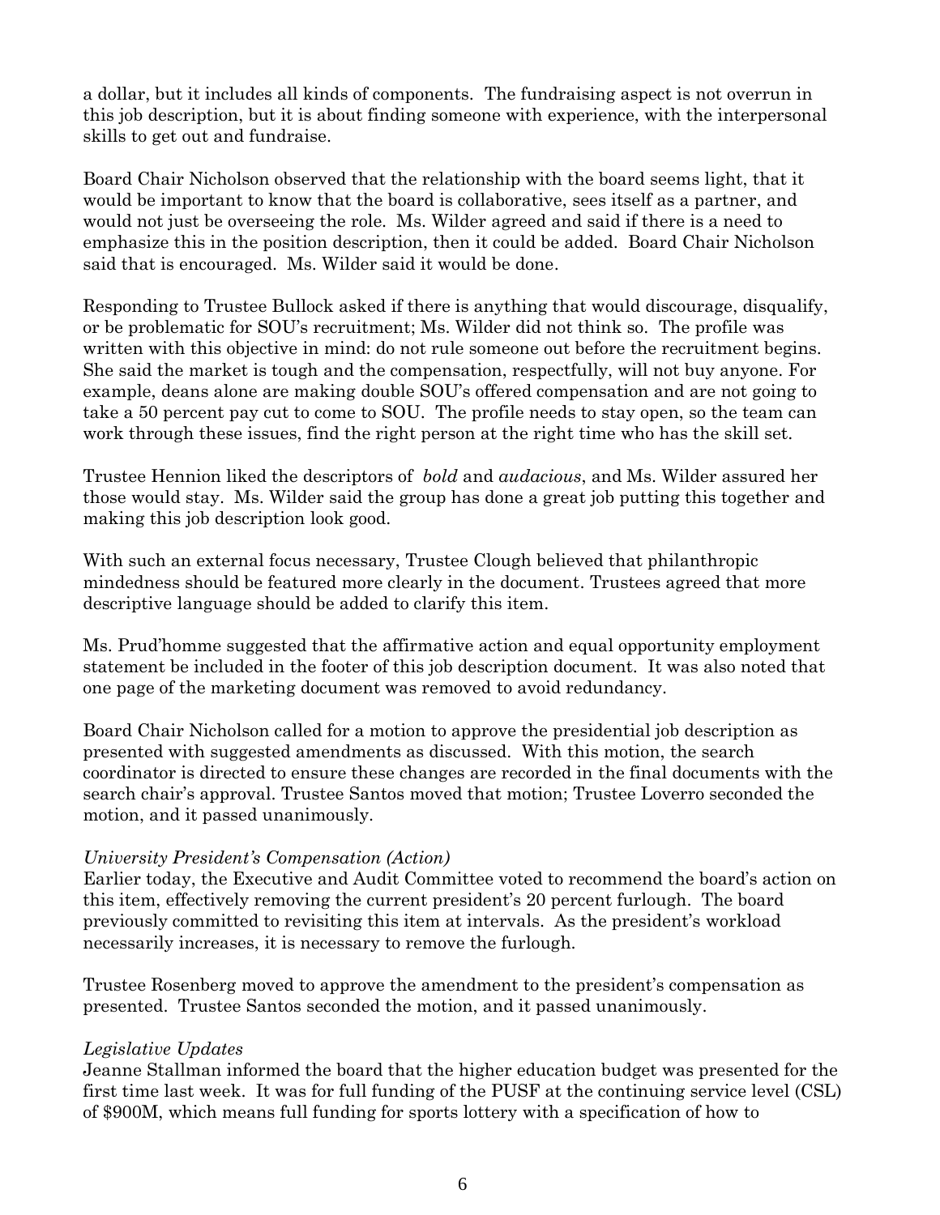a dollar, but it includes all kinds of components. The fundraising aspect is not overrun in this job description, but it is about finding someone with experience, with the interpersonal skills to get out and fundraise.

Board Chair Nicholson observed that the relationship with the board seems light, that it would be important to know that the board is collaborative, sees itself as a partner, and would not just be overseeing the role. Ms. Wilder agreed and said if there is a need to emphasize this in the position description, then it could be added. Board Chair Nicholson said that is encouraged. Ms. Wilder said it would be done.

Responding to Trustee Bullock asked if there is anything that would discourage, disqualify, or be problematic for SOU's recruitment; Ms. Wilder did not think so. The profile was written with this objective in mind: do not rule someone out before the recruitment begins. She said the market is tough and the compensation, respectfully, will not buy anyone. For example, deans alone are making double SOU's offered compensation and are not going to take a 50 percent pay cut to come to SOU. The profile needs to stay open, so the team can work through these issues, find the right person at the right time who has the skill set.

Trustee Hennion liked the descriptors of *bold* and *audacious*, and Ms. Wilder assured her those would stay. Ms. Wilder said the group has done a great job putting this together and making this job description look good.

With such an external focus necessary, Trustee Clough believed that philanthropic mindedness should be featured more clearly in the document. Trustees agreed that more descriptive language should be added to clarify this item.

Ms. Prud'homme suggested that the affirmative action and equal opportunity employment statement be included in the footer of this job description document. It was also noted that one page of the marketing document was removed to avoid redundancy.

Board Chair Nicholson called for a motion to approve the presidential job description as presented with suggested amendments as discussed. With this motion, the search coordinator is directed to ensure these changes are recorded in the final documents with the search chair's approval. Trustee Santos moved that motion; Trustee Loverro seconded the motion, and it passed unanimously.

*University President's Compensation (Action)*

Earlier today, the Executive and Audit Committee voted to recommend the board's action on this item, effectively removing the current president's 20 percent furlough. The board previously committed to revisiting this item at intervals. As the president's workload necessarily increases, it is necessary to remove the furlough.

Trustee Rosenberg moved to approve the amendment to the president's compensation as presented. Trustee Santos seconded the motion, and it passed unanimously.

*Legislative Updates*

Jeanne Stallman informed the board that the higher education budget was presented for the first time last week. It was for full funding of the PUSF at the continuing service level (CSL) of $900M, which means full funding for sports lottery with a specification of how to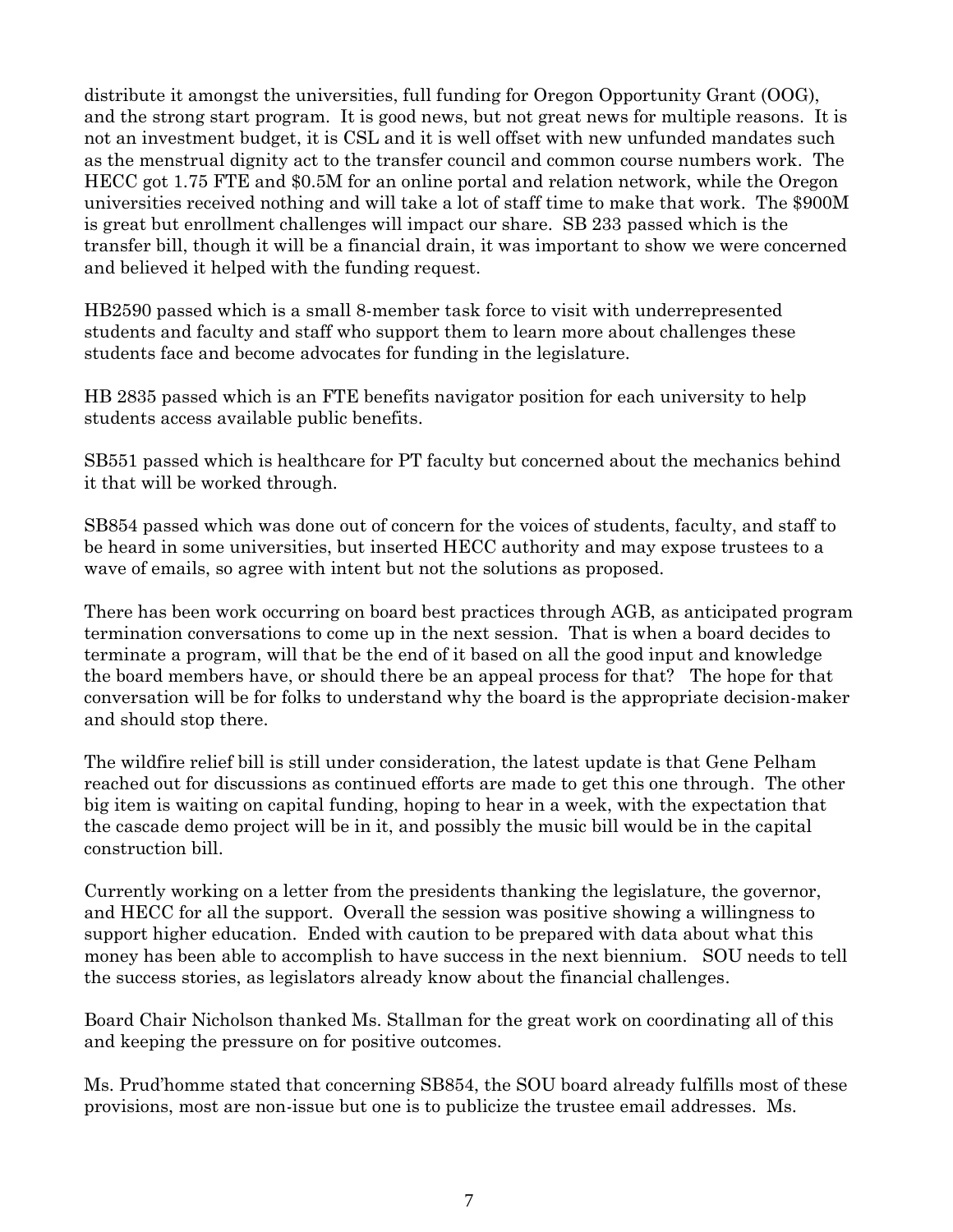distribute it amongst the universities, full funding for Oregon Opportunity Grant (OOG), and the strong start program. It is good news, but not great news for multiple reasons. It is not an investment budget, it is CSL and it is well offset with new unfunded mandates such as the menstrual dignity act to the transfer council and common course numbers work. The HECC got 1.75 FTE and $0.5M for an online portal and relation network, while the Oregon universities received nothing and will take a lot of staff time to make that work. The $900M is great but enrollment challenges will impact our share. SB 233 passed which is the transfer bill, though it will be a financial drain, it was important to show we were concerned and believed it helped with the funding request.

HB2590 passed which is a small 8-member task force to visit with underrepresented students and faculty and staff who support them to learn more about challenges these students face and become advocates for funding in the legislature.

HB 2835 passed which is an FTE benefits navigator position for each university to help students access available public benefits.

SB551 passed which is healthcare for PT faculty but concerned about the mechanics behind it that will be worked through.

SB854 passed which was done out of concern for the voices of students, faculty, and staff to be heard in some universities, but inserted HECC authority and may expose trustees to a wave of emails, so agree with intent but not the solutions as proposed.

There has been work occurring on board best practices through AGB, as anticipated program termination conversations to come up in the next session. That is when a board decides to terminate a program, will that be the end of it based on all the good input and knowledge the board members have, or should there be an appeal process for that? The hope for that conversation will be for folks to understand why the board is the appropriate decision-maker and should stop there.

The wildfire relief bill is still under consideration, the latest update is that Gene Pelham reached out for discussions as continued efforts are made to get this one through. The other big item is waiting on capital funding, hoping to hear in a week, with the expectation that the cascade demo project will be in it, and possibly the music bill would be in the capital construction bill.

Currently working on a letter from the presidents thanking the legislature, the governor, and HECC for all the support. Overall the session was positive showing a willingness to support higher education. Ended with caution to be prepared with data about what this money has been able to accomplish to have success in the next biennium. SOU needs to tell the success stories, as legislators already know about the financial challenges.

Board Chair Nicholson thanked Ms. Stallman for the great work on coordinating all of this and keeping the pressure on for positive outcomes.

Ms. Prud'homme stated that concerning SB854, the SOU board already fulfills most of these provisions, most are non-issue but one is to publicize the trustee email addresses. Ms.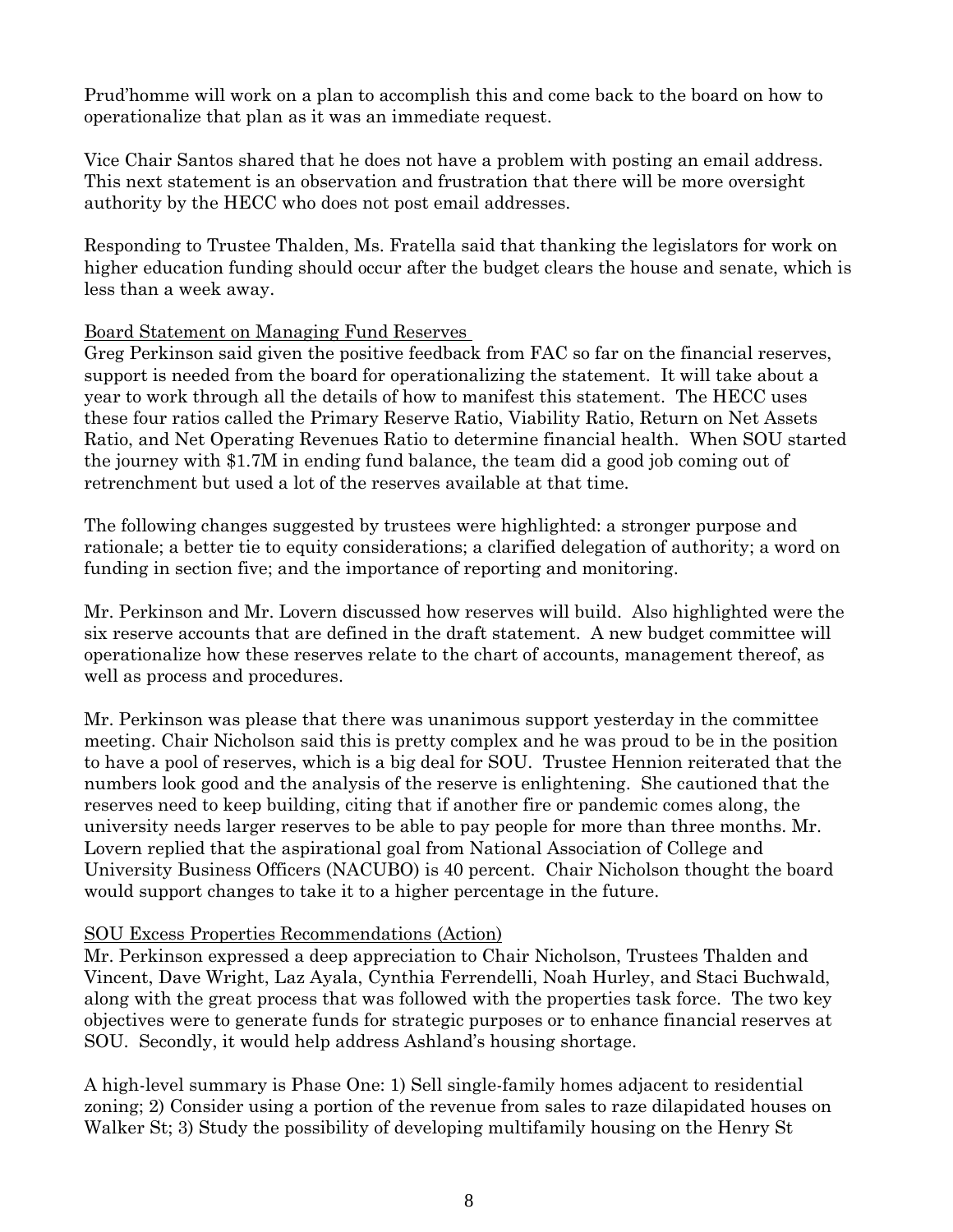Prud'homme will work on a plan to accomplish this and come back to the board on how to operationalize that plan as it was an immediate request.

Vice Chair Santos shared that he does not have a problem with posting an email address. This next statement is an observation and frustration that there will be more oversight authority by the HECC who does not post email addresses.

Responding to Trustee Thalden, Ms. Fratella said that thanking the legislators for work on higher education funding should occur after the budget clears the house and senate, which is less than a week away.

<u>Board Statement on Managing Fund Reserves</u>

Greg Perkinson said given the positive feedback from FAC so far on the financial reserves, support is needed from the board for operationalizing the statement. It will take about a year to work through all the details of how to manifest this statement. The HECC uses these four ratios called the Primary Reserve Ratio, Viability Ratio, Return on Net Assets Ratio, and Net Operating Revenues Ratio to determine financial health. When SOU started the journey with $1.7M in ending fund balance, the team did a good job coming out of retrenchment but used a lot of the reserves available at that time.

The following changes suggested by trustees were highlighted: a stronger purpose and rationale; a better tie to equity considerations; a clarified delegation of authority; a word on funding in section five; and the importance of reporting and monitoring.

Mr. Perkinson and Mr. Lovern discussed how reserves will build. Also highlighted were the six reserve accounts that are defined in the draft statement. A new budget committee will operationalize how these reserves relate to the chart of accounts, management thereof, as well as process and procedures.

Mr. Perkinson was please that there was unanimous support yesterday in the committee meeting. Chair Nicholson said this is pretty complex and he was proud to be in the position to have a pool of reserves, which is a big deal for SOU. Trustee Hennion reiterated that the numbers look good and the analysis of the reserve is enlightening. She cautioned that the reserves need to keep building, citing that if another fire or pandemic comes along, the university needs larger reserves to be able to pay people for more than three months. Mr. Lovern replied that the aspirational goal from National Association of College and University Business Officers (NACUBO) is 40 percent. Chair Nicholson thought the board would support changes to take it to a higher percentage in the future.

<u>SOU Excess Properties Recommendations (Action)</u>

Mr. Perkinson expressed a deep appreciation to Chair Nicholson, Trustees Thalden and Vincent, Dave Wright, Laz Ayala, Cynthia Ferrendelli, Noah Hurley, and Staci Buchwald, along with the great process that was followed with the properties task force. The two key objectives were to generate funds for strategic purposes or to enhance financial reserves at SOU. Secondly, it would help address Ashland's housing shortage.

A high-level summary is Phase One: 1) Sell single-family homes adjacent to residential zoning; 2) Consider using a portion of the revenue from sales to raze dilapidated houses on Walker St; 3) Study the possibility of developing multifamily housing on the Henry St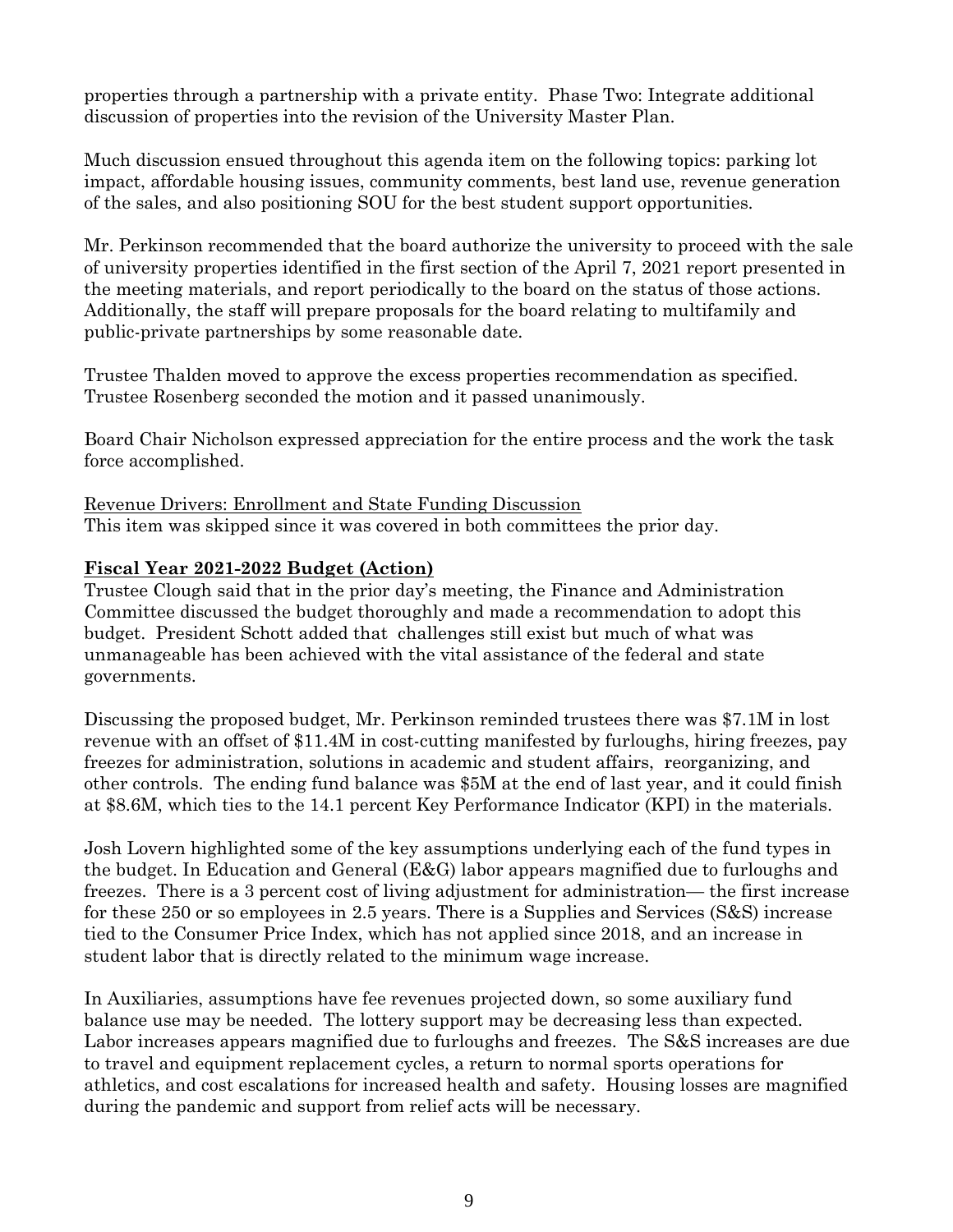properties through a partnership with a private entity. Phase Two: Integrate additional discussion of properties into the revision of the University Master Plan.

Much discussion ensued throughout this agenda item on the following topics: parking lot impact, affordable housing issues, community comments, best land use, revenue generation of the sales, and also positioning SOU for the best student support opportunities.

Mr. Perkinson recommended that the board authorize the university to proceed with the sale of university properties identified in the first section of the April 7, 2021 report presented in the meeting materials, and report periodically to the board on the status of those actions. Additionally, the staff will prepare proposals for the board relating to multifamily and public-private partnerships by some reasonable date.

Trustee Thalden moved to approve the excess properties recommendation as specified. Trustee Rosenberg seconded the motion and it passed unanimously.

Board Chair Nicholson expressed appreciation for the entire process and the work the task force accomplished.

Revenue Drivers: Enrollment and State Funding Discussion
This item was skipped since it was covered in both committees the prior day.

**Fiscal Year 2021-2022 Budget (Action)**
Trustee Clough said that in the prior day's meeting, the Finance and Administration Committee discussed the budget thoroughly and made a recommendation to adopt this budget. President Schott added that challenges still exist but much of what was unmanageable has been achieved with the vital assistance of the federal and state governments.

Discussing the proposed budget, Mr. Perkinson reminded trustees there was $7.1M in lost revenue with an offset of $11.4M in cost-cutting manifested by furloughs, hiring freezes, pay freezes for administration, solutions in academic and student affairs, reorganizing, and other controls. The ending fund balance was $5M at the end of last year, and it could finish at $8.6M, which ties to the 14.1 percent Key Performance Indicator (KPI) in the materials.

Josh Lovern highlighted some of the key assumptions underlying each of the fund types in the budget. In Education and General (E&G) labor appears magnified due to furloughs and freezes. There is a 3 percent cost of living adjustment for administration— the first increase for these 250 or so employees in 2.5 years. There is a Supplies and Services (S&S) increase tied to the Consumer Price Index, which has not applied since 2018, and an increase in student labor that is directly related to the minimum wage increase.

In Auxiliaries, assumptions have fee revenues projected down, so some auxiliary fund balance use may be needed. The lottery support may be decreasing less than expected. Labor increases appears magnified due to furloughs and freezes. The S&S increases are due to travel and equipment replacement cycles, a return to normal sports operations for athletics, and cost escalations for increased health and safety. Housing losses are magnified during the pandemic and support from relief acts will be necessary.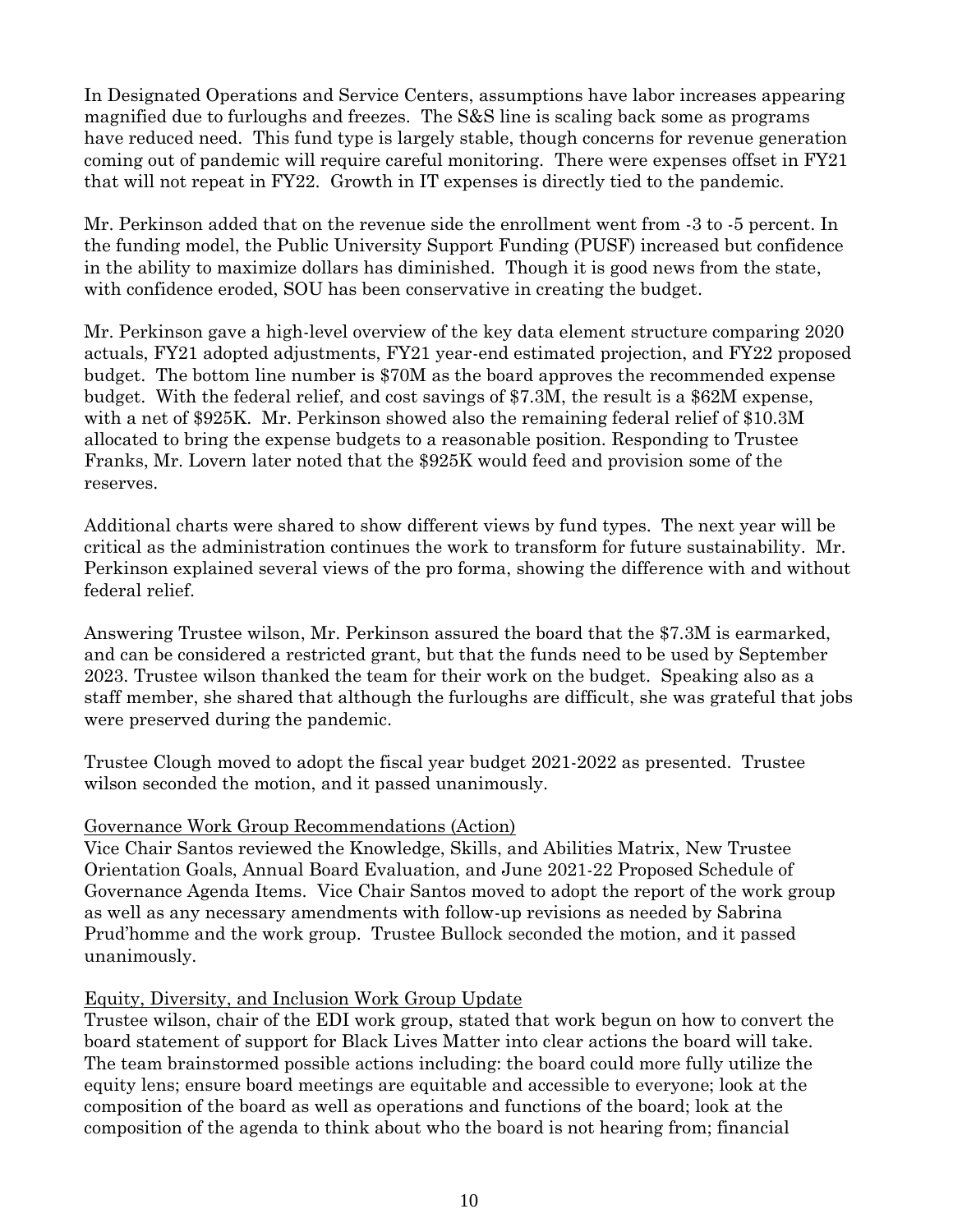In Designated Operations and Service Centers, assumptions have labor increases appearing magnified due to furloughs and freezes. The S&S line is scaling back some as programs have reduced need. This fund type is largely stable, though concerns for revenue generation coming out of pandemic will require careful monitoring. There were expenses offset in FY21 that will not repeat in FY22. Growth in IT expenses is directly tied to the pandemic.

Mr. Perkinson added that on the revenue side the enrollment went from -3 to -5 percent. In the funding model, the Public University Support Funding (PUSF) increased but confidence in the ability to maximize dollars has diminished. Though it is good news from the state, with confidence eroded, SOU has been conservative in creating the budget.

Mr. Perkinson gave a high-level overview of the key data element structure comparing 2020 actuals, FY21 adopted adjustments, FY21 year-end estimated projection, and FY22 proposed budget. The bottom line number is $70M as the board approves the recommended expense budget. With the federal relief, and cost savings of $7.3M, the result is a $62M expense, with a net of $925K. Mr. Perkinson showed also the remaining federal relief of $10.3M allocated to bring the expense budgets to a reasonable position. Responding to Trustee Franks, Mr. Lovern later noted that the $925K would feed and provision some of the reserves.

Additional charts were shared to show different views by fund types. The next year will be critical as the administration continues the work to transform for future sustainability. Mr. Perkinson explained several views of the pro forma, showing the difference with and without federal relief.

Answering Trustee wilson, Mr. Perkinson assured the board that the $7.3M is earmarked, and can be considered a restricted grant, but that the funds need to be used by September 2023. Trustee wilson thanked the team for their work on the budget. Speaking also as a staff member, she shared that although the furloughs are difficult, she was grateful that jobs were preserved during the pandemic.

Trustee Clough moved to adopt the fiscal year budget 2021-2022 as presented. Trustee wilson seconded the motion, and it passed unanimously.

Governance Work Group Recommendations (Action)

Vice Chair Santos reviewed the Knowledge, Skills, and Abilities Matrix, New Trustee Orientation Goals, Annual Board Evaluation, and June 2021-22 Proposed Schedule of Governance Agenda Items. Vice Chair Santos moved to adopt the report of the work group as well as any necessary amendments with follow-up revisions as needed by Sabrina Prud'homme and the work group. Trustee Bullock seconded the motion, and it passed unanimously.

Equity, Diversity, and Inclusion Work Group Update

Trustee wilson, chair of the EDI work group, stated that work begun on how to convert the board statement of support for Black Lives Matter into clear actions the board will take. The team brainstormed possible actions including: the board could more fully utilize the equity lens; ensure board meetings are equitable and accessible to everyone; look at the composition of the board as well as operations and functions of the board; look at the composition of the agenda to think about who the board is not hearing from; financial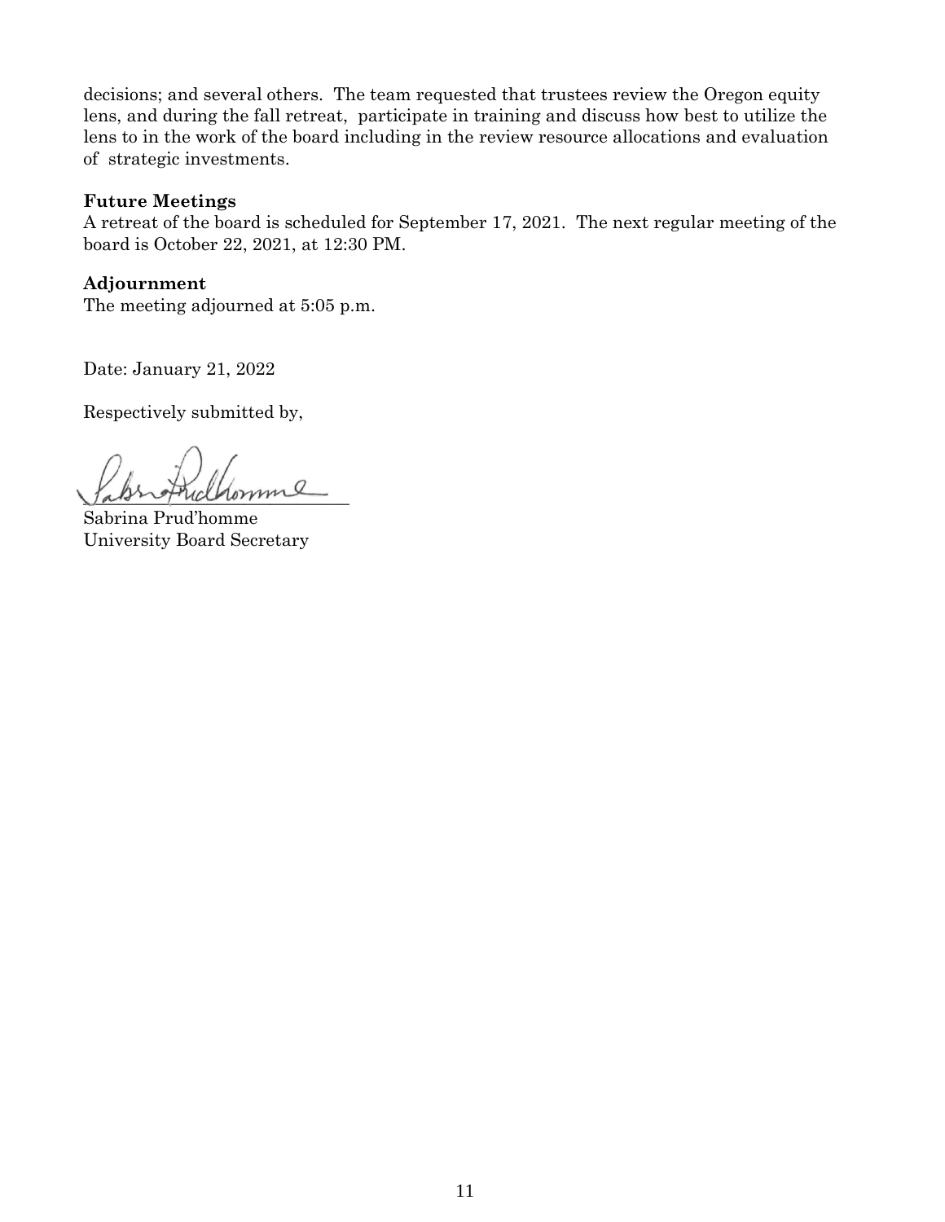decisions; and several others. The team requested that trustees review the Oregon equity lens, and during the fall retreat, participate in training and discuss how best to utilize the lens to in the work of the board including in the review resource allocations and evaluation of strategic investments.

**Future Meetings**

A retreat of the board is scheduled for September 17, 2021. The next regular meeting of the board is October 22, 2021, at 12:30 PM.

**Adjournment**

The meeting adjourned at 5:05 p.m.

Date: January 21, 2022

Respectively submitted by,

Sabrina Prud'homme
University Board Secretary